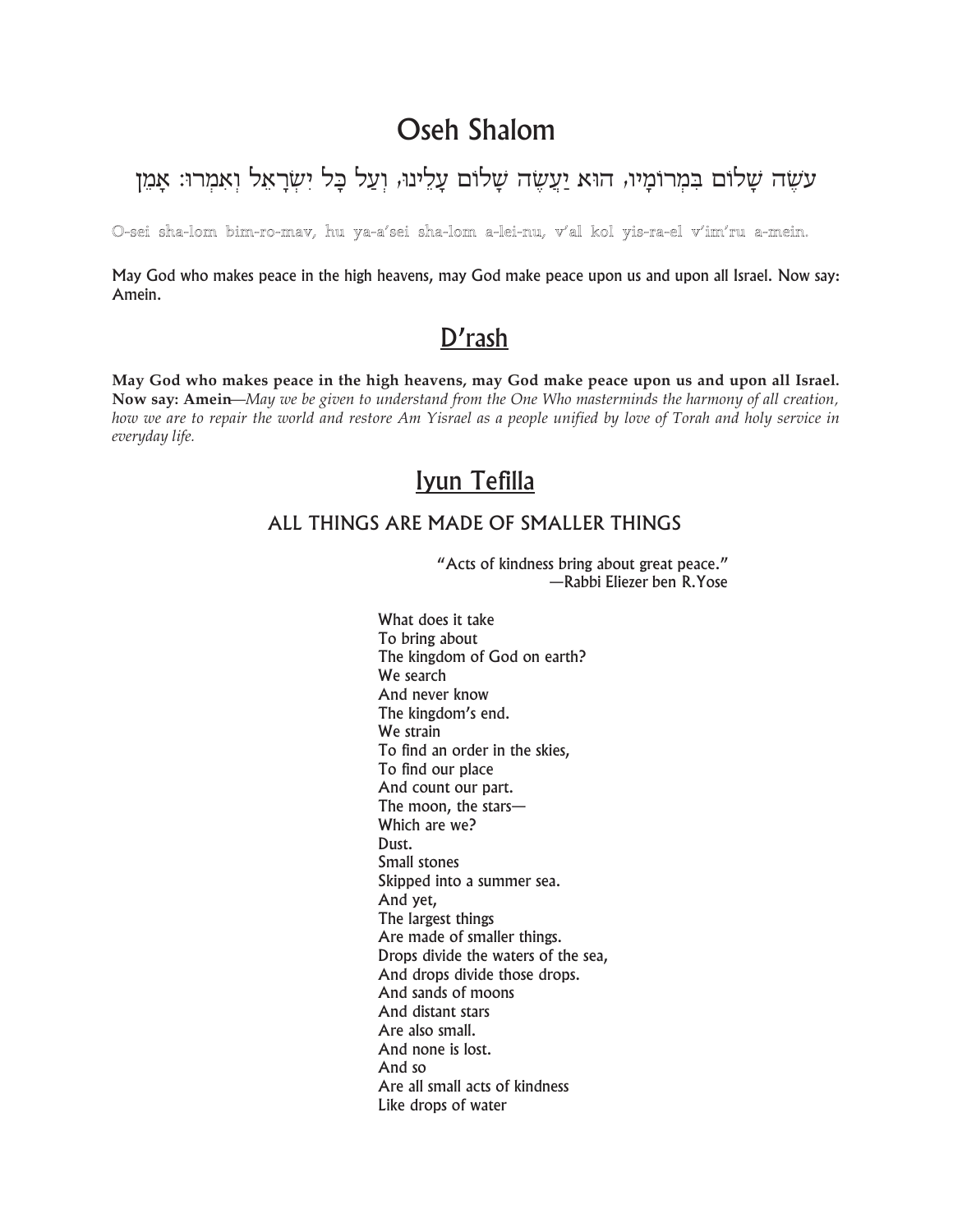# Oseh Shalom

עֹשֶׂה שָׁלוֹם בִּמְרוֹמָיו, הוּא יַעֲשֶׂה שָׁלוֹם עָלֵינוּ, וְעַל כָּל יִשְׂרָאֵל וְאִמְרוּ: אָמֵן

O-sei sha-lom bim-ro-mav, hu ya-a'sei sha-lom a-lei-nu, v'al kol yis-ra-el v'im'ru a-mein.

May God who makes peace in the high heavens, may God make peace upon us and upon all Israel. Now say: Amein.

## D'rash

**May God who makes peace in the high heavens, may God make peace upon us and upon all Israel. Now say: Amein**—*May we be given to understand from the One Who masterminds the harmony of all creation, how we are to repair the world and restore Am Yisrael as a people unified by love of Torah and holy service in everyday life.*

## Iyun Tefilla

### ALL THINGS ARE MADE OF SMALLER THINGS

"Acts of kindness bring about great peace."
—Rabbi Eliezer ben R.Yose

What does it take
To bring about
The kingdom of God on earth?
We search
And never know
The kingdom's end.
We strain
To find an order in the skies,
To find our place
And count our part.
The moon, the stars—
Which are we?
Dust.
Small stones
Skipped into a summer sea.
And yet,
The largest things
Are made of smaller things.
Drops divide the waters of the sea,
And drops divide those drops.
And sands of moons
And distant stars
Are also small.
And none is lost.
And so
Are all small acts of kindness
Like drops of water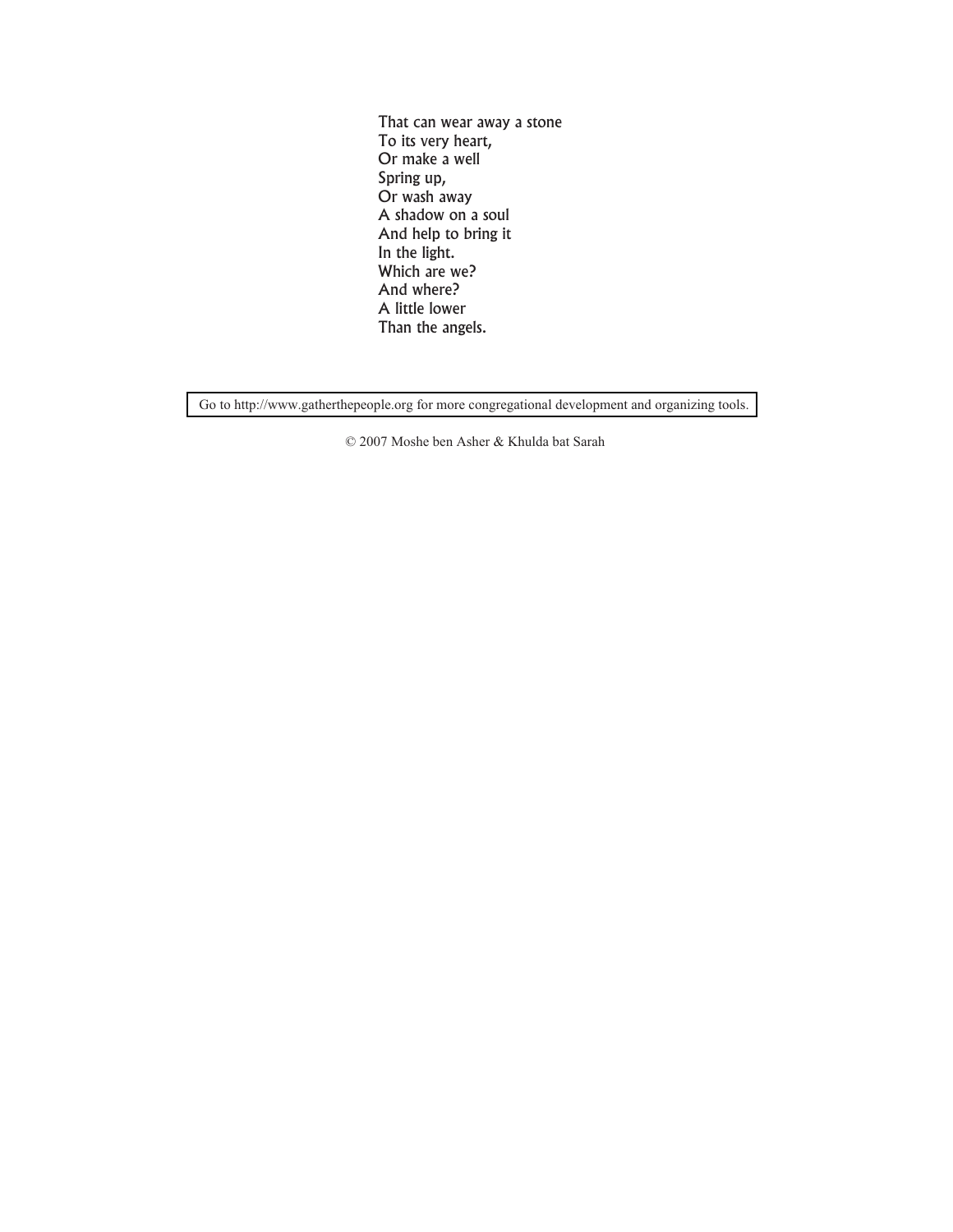That can wear away a stone  
To its very heart,  
Or make a well  
Spring up,  
Or wash away  
A shadow on a soul  
And help to bring it  
In the light.  
Which are we?  
And where?  
A little lower  
Than the angels.

Go to http://www.gatherthepeople.org for more congregational development and organizing tools.

© 2007 Moshe ben Asher & Khulda bat Sarah